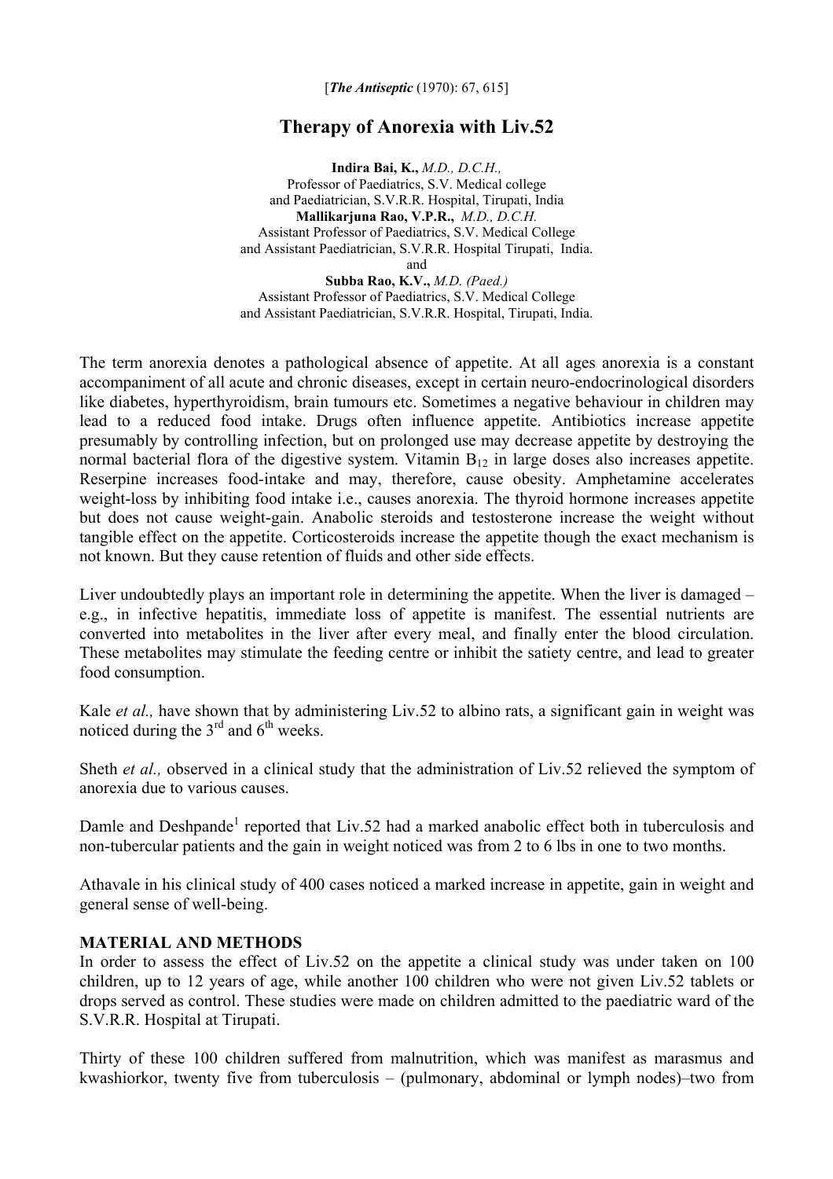[*The Antiseptic* (1970): 67, 615]

# Therapy of Anorexia with Liv.52

**Indira Bai, K.,** *M.D., D.C.H.,*
Professor of Paediatrics, S.V. Medical college
and Paediatrician, S.V.R.R. Hospital, Tirupati, India
**Mallikarjuna Rao, V.P.R.,** *M.D., D.C.H.*
Assistant Professor of Paediatrics, S.V. Medical College
and Assistant Paediatrician, S.V.R.R. Hospital Tirupati, India.
and
**Subba Rao, K.V.,** *M.D. (Paed.)*
Assistant Professor of Paediatrics, S.V. Medical College
and Assistant Paediatrician, S.V.R.R. Hospital, Tirupati, India.

The term anorexia denotes a pathological absence of appetite. At all ages anorexia is a constant accompaniment of all acute and chronic diseases, except in certain neuro-endocrinological disorders like diabetes, hyperthyroidism, brain tumours etc. Sometimes a negative behaviour in children may lead to a reduced food intake. Drugs often influence appetite. Antibiotics increase appetite presumably by controlling infection, but on prolonged use may decrease appetite by destroying the normal bacterial flora of the digestive system. Vitamin $B_{12}$ in large doses also increases appetite. Reserpine increases food-intake and may, therefore, cause obesity. Amphetamine accelerates weight-loss by inhibiting food intake i.e., causes anorexia. The thyroid hormone increases appetite but does not cause weight-gain. Anabolic steroids and testosterone increase the weight without tangible effect on the appetite. Corticosteroids increase the appetite though the exact mechanism is not known. But they cause retention of fluids and other side effects.

Liver undoubtedly plays an important role in determining the appetite. When the liver is damaged – e.g., in infective hepatitis, immediate loss of appetite is manifest. The essential nutrients are converted into metabolites in the liver after every meal, and finally enter the blood circulation. These metabolites may stimulate the feeding centre or inhibit the satiety centre, and lead to greater food consumption.

Kale *et al.,* have shown that by administering Liv.52 to albino rats, a significant gain in weight was noticed during the 3rd and 6th weeks.

Sheth *et al.,* observed in a clinical study that the administration of Liv.52 relieved the symptom of anorexia due to various causes.

Damle and Deshpande[1] reported that Liv.52 had a marked anabolic effect both in tuberculosis and non-tubercular patients and the gain in weight noticed was from 2 to 6 lbs in one to two months.

Athavale in his clinical study of 400 cases noticed a marked increase in appetite, gain in weight and general sense of well-being.

**MATERIAL AND METHODS**

In order to assess the effect of Liv.52 on the appetite a clinical study was under taken on 100 children, up to 12 years of age, while another 100 children who were not given Liv.52 tablets or drops served as control. These studies were made on children admitted to the paediatric ward of the S.V.R.R. Hospital at Tirupati.

Thirty of these 100 children suffered from malnutrition, which was manifest as marasmus and kwashiorkor, twenty five from tuberculosis – (pulmonary, abdominal or lymph nodes)–two from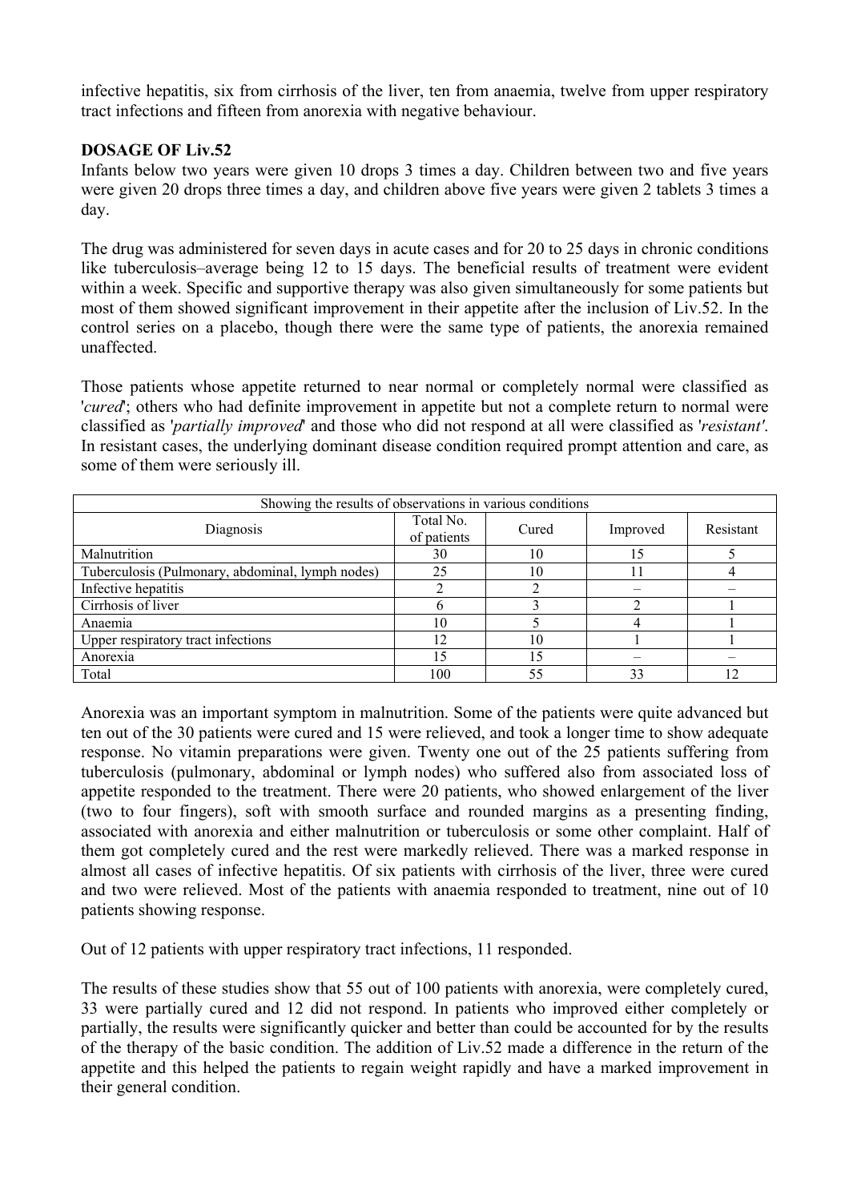infective hepatitis, six from cirrhosis of the liver, ten from anaemia, twelve from upper respiratory tract infections and fifteen from anorexia with negative behaviour.

**DOSAGE OF Liv.52**

Infants below two years were given 10 drops 3 times a day. Children between two and five years were given 20 drops three times a day, and children above five years were given 2 tablets 3 times a day.

The drug was administered for seven days in acute cases and for 20 to 25 days in chronic conditions like tuberculosis–average being 12 to 15 days. The beneficial results of treatment were evident within a week. Specific and supportive therapy was also given simultaneously for some patients but most of them showed significant improvement in their appetite after the inclusion of Liv.52. In the control series on a placebo, though there were the same type of patients, the anorexia remained unaffected.

Those patients whose appetite returned to near normal or completely normal were classified as '*cured*'; others who had definite improvement in appetite but not a complete return to normal were classified as '*partially improved*' and those who did not respond at all were classified as '*resistant'*. In resistant cases, the underlying dominant disease condition required prompt attention and care, as some of them were seriously ill.

| Showing the results of observations in various conditions | | | | |
|---|---|---|---|---|
| Diagnosis | Total No. of patients | Cured | Improved | Resistant |
| Malnutrition | 30 | 10 | 15 | 5 |
| Tuberculosis (Pulmonary, abdominal, lymph nodes) | 25 | 10 | 11 | 4 |
| Infective hepatitis | 2 | 2 | – | – |
| Cirrhosis of liver | 6 | 3 | 2 | 1 |
| Anaemia | 10 | 5 | 4 | 1 |
| Upper respiratory tract infections | 12 | 10 | 1 | 1 |
| Anorexia | 15 | 15 | – | – |
| Total | 100 | 55 | 33 | 12 |

Anorexia was an important symptom in malnutrition. Some of the patients were quite advanced but ten out of the 30 patients were cured and 15 were relieved, and took a longer time to show adequate response. No vitamin preparations were given. Twenty one out of the 25 patients suffering from tuberculosis (pulmonary, abdominal or lymph nodes) who suffered also from associated loss of appetite responded to the treatment. There were 20 patients, who showed enlargement of the liver (two to four fingers), soft with smooth surface and rounded margins as a presenting finding, associated with anorexia and either malnutrition or tuberculosis or some other complaint. Half of them got completely cured and the rest were markedly relieved. There was a marked response in almost all cases of infective hepatitis. Of six patients with cirrhosis of the liver, three were cured and two were relieved. Most of the patients with anaemia responded to treatment, nine out of 10 patients showing response.

Out of 12 patients with upper respiratory tract infections, 11 responded.

The results of these studies show that 55 out of 100 patients with anorexia, were completely cured, 33 were partially cured and 12 did not respond. In patients who improved either completely or partially, the results were significantly quicker and better than could be accounted for by the results of the therapy of the basic condition. The addition of Liv.52 made a difference in the return of the appetite and this helped the patients to regain weight rapidly and have a marked improvement in their general condition.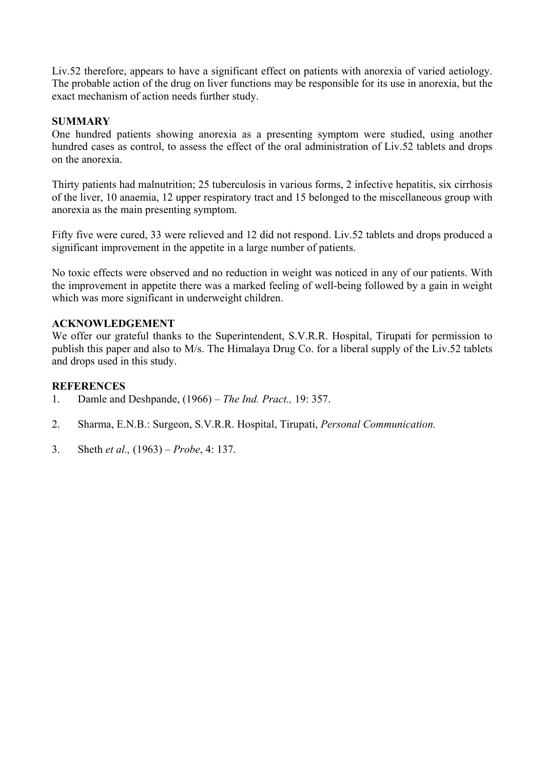Liv.52 therefore, appears to have a significant effect on patients with anorexia of varied aetiology. The probable action of the drug on liver functions may be responsible for its use in anorexia, but the exact mechanism of action needs further study.

## SUMMARY

One hundred patients showing anorexia as a presenting symptom were studied, using another hundred cases as control, to assess the effect of the oral administration of Liv.52 tablets and drops on the anorexia.

Thirty patients had malnutrition; 25 tuberculosis in various forms, 2 infective hepatitis, six cirrhosis of the liver, 10 anaemia, 12 upper respiratory tract and 15 belonged to the miscellaneous group with anorexia as the main presenting symptom.

Fifty five were cured, 33 were relieved and 12 did not respond. Liv.52 tablets and drops produced a significant improvement in the appetite in a large number of patients.

No toxic effects were observed and no reduction in weight was noticed in any of our patients. With the improvement in appetite there was a marked feeling of well-being followed by a gain in weight which was more significant in underweight children.

## ACKNOWLEDGEMENT

We offer our grateful thanks to the Superintendent, S.V.R.R. Hospital, Tirupati for permission to publish this paper and also to M/s. The Himalaya Drug Co. for a liberal supply of the Liv.52 tablets and drops used in this study.

## REFERENCES

1. Damle and Deshpande, (1966) – *The Ind. Pract.,* 19: 357.
2. Sharma, E.N.B.: Surgeon, S.V.R.R. Hospital, Tirupati, *Personal Communication.*
3. Sheth *et al.,* (1963) – *Probe*, 4: 137.